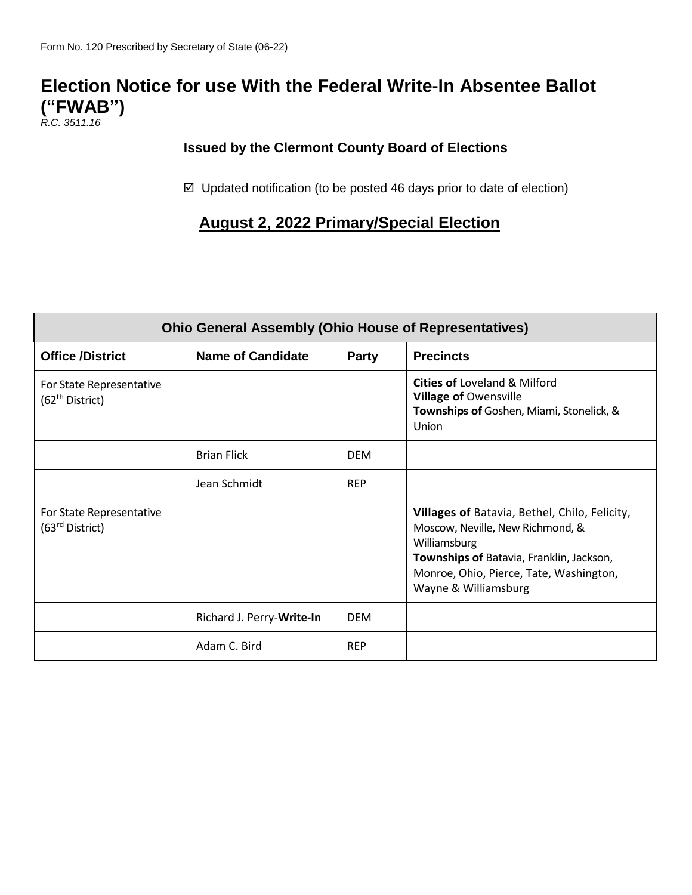Form No. 120 Prescribed by Secretary of State (06-22)

# Election Notice for use With the Federal Write-In Absentee Ballot ("FWAB")

*R.C. 3511.16*

**Issued by the Clermont County Board of Elections**

☑ Updated notification (to be posted 46 days prior to date of election)

## August 2, 2022 Primary/Special Election

| Ohio General Assembly (Ohio House of Representatives) | | | |
|---|---|---|---|
| **Office /District** | **Name of Candidate** | **Party** | **Precincts** |
| For State Representative (62nd District) | | | **Cities of** Loveland & Milford **Village of** Owensville **Townships of** Goshen, Miami, Stonelick, & Union |
| | Brian Flick | DEM | |
| | Jean Schmidt | REP | |
| For State Representative (63rd District) | | | **Villages of** Batavia, Bethel, Chilo, Felicity, Moscow, Neville, New Richmond, & Williamsburg **Townships of** Batavia, Franklin, Jackson, Monroe, Ohio, Pierce, Tate, Washington, Wayne & Williamsburg |
| | Richard J. Perry-**Write-In** | DEM | |
| | Adam C. Bird | REP | |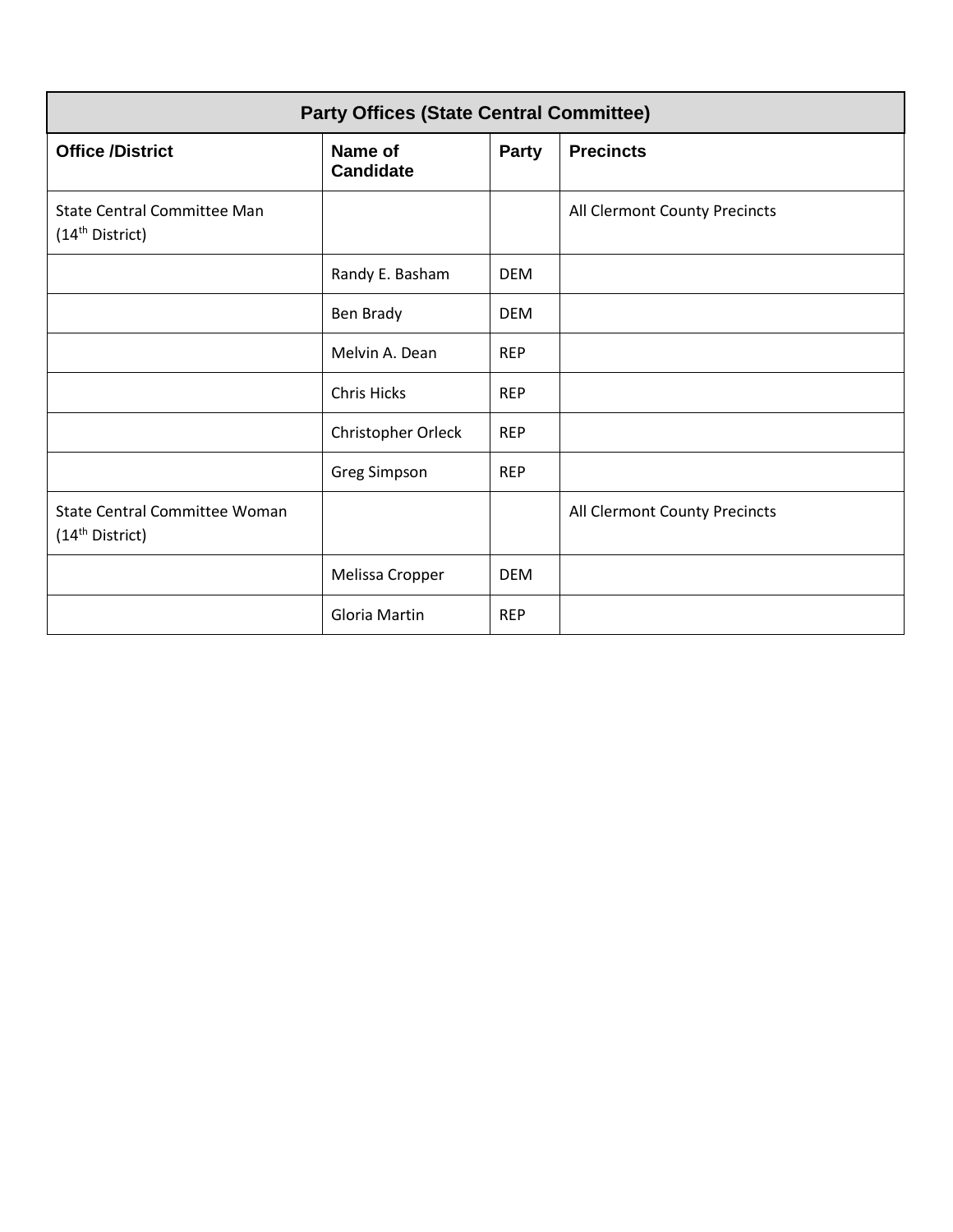| Party Offices (State Central Committee) | | | |
|---|---|---|---|
| **Office /District** | **Name of Candidate** | **Party** | **Precincts** |
| State Central Committee Man (14th District) | | | All Clermont County Precincts |
| | Randy E. Basham | DEM | |
| | Ben Brady | DEM | |
| | Melvin A. Dean | REP | |
| | Chris Hicks | REP | |
| | Christopher Orleck | REP | |
| | Greg Simpson | REP | |
| State Central Committee Woman (14th District) | | | All Clermont County Precincts |
| | Melissa Cropper | DEM | |
| | Gloria Martin | REP | |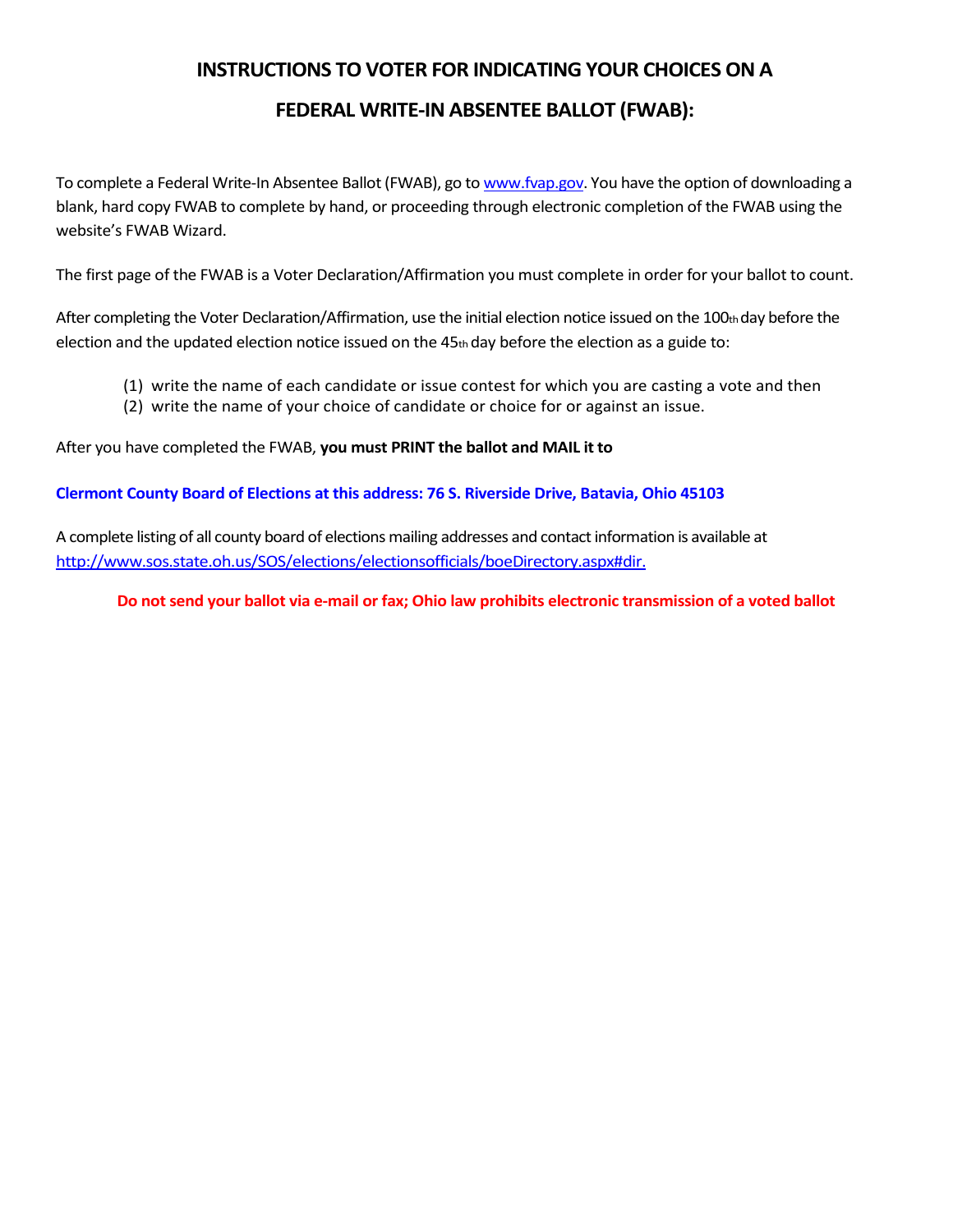# INSTRUCTIONS TO VOTER FOR INDICATING YOUR CHOICES ON A FEDERAL WRITE-IN ABSENTEE BALLOT (FWAB):

To complete a Federal Write-In Absentee Ballot (FWAB), go to [www.fvap.gov](http://www.fvap.gov). You have the option of downloading a blank, hard copy FWAB to complete by hand, or proceeding through electronic completion of the FWAB using the website's FWAB Wizard.

The first page of the FWAB is a Voter Declaration/Affirmation you must complete in order for your ballot to count.

After completing the Voter Declaration/Affirmation, use the initial election notice issued on the 100th day before the election and the updated election notice issued on the 45th day before the election as a guide to:

(1) write the name of each candidate or issue contest for which you are casting a vote and then
(2) write the name of your choice of candidate or choice for or against an issue.

After you have completed the FWAB, **you must PRINT the ballot and MAIL it to**

**Clermont County Board of Elections at this address: 76 S. Riverside Drive, Batavia, Ohio 45103**

A complete listing of all county board of elections mailing addresses and contact information is available at [http://www.sos.state.oh.us/SOS/elections/electionsofficials/boeDirectory.aspx#dir.](http://www.sos.state.oh.us/SOS/elections/electionsofficials/boeDirectory.aspx#dir)

**Do not send your ballot via e-mail or fax; Ohio law prohibits electronic transmission of a voted ballot**